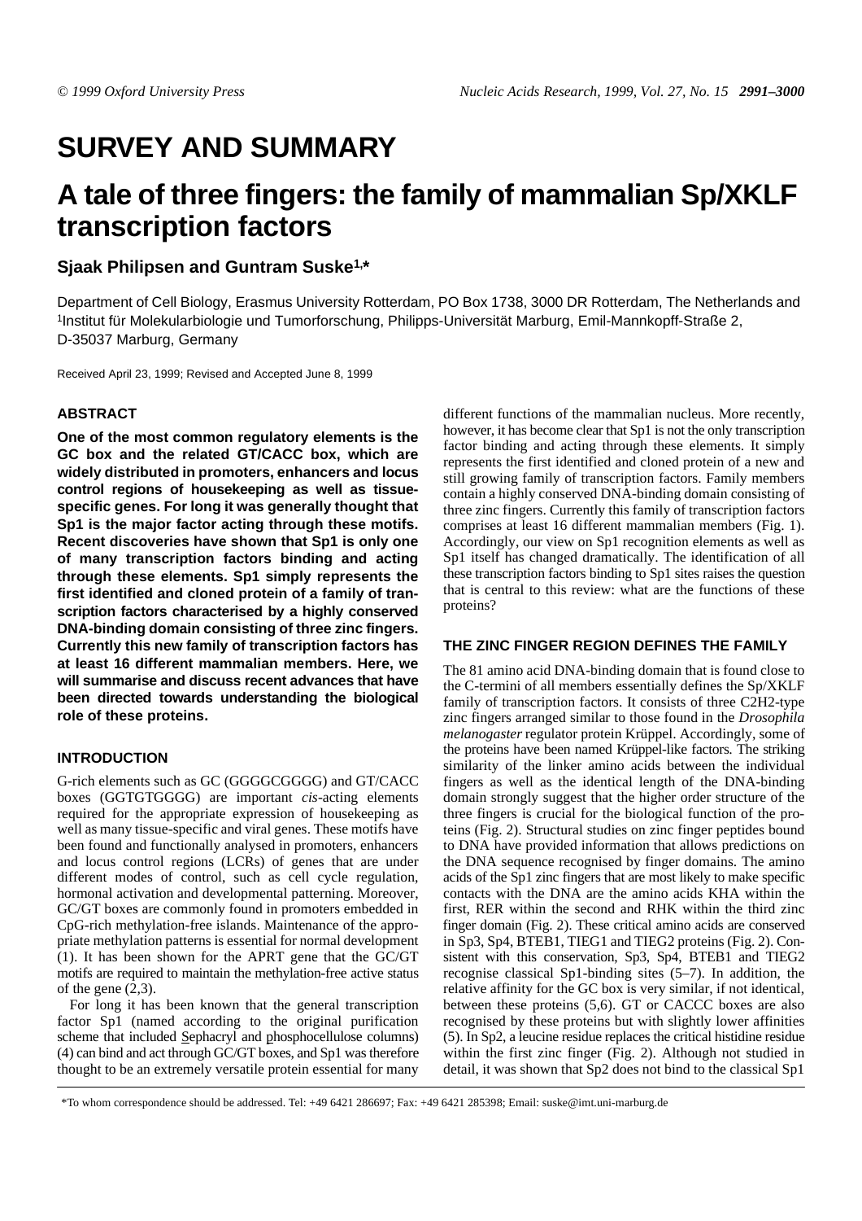# SURVEY AND SUMMARY

# A tale of three fingers: the family of mammalian Sp/XKLF transcription factors

**Sjaak Philipsen and Guntram Suske[1,*]**

Department of Cell Biology, Erasmus University Rotterdam, PO Box 1738, 3000 DR Rotterdam, The Netherlands and [1]Institut für Molekularbiologie und Tumorforschung, Philipps-Universität Marburg, Emil-Mannkopff-Straße 2, D-35037 Marburg, Germany

Received April 23, 1999; Revised and Accepted June 8, 1999

## ABSTRACT

**One of the most common regulatory elements is the GC box and the related GT/CACC box, which are widely distributed in promoters, enhancers and locus control regions of housekeeping as well as tissue-specific genes. For long it was generally thought that Sp1 is the major factor acting through these motifs. Recent discoveries have shown that Sp1 is only one of many transcription factors binding and acting through these elements. Sp1 simply represents the first identified and cloned protein of a family of transcription factors characterised by a highly conserved DNA-binding domain consisting of three zinc fingers. Currently this new family of transcription factors has at least 16 different mammalian members. Here, we will summarise and discuss recent advances that have been directed towards understanding the biological role of these proteins.**

## INTRODUCTION

G-rich elements such as GC (GGGGCGGGG) and GT/CACC boxes (GGTGTGGGG) are important *cis*-acting elements required for the appropriate expression of housekeeping as well as many tissue-specific and viral genes. These motifs have been found and functionally analysed in promoters, enhancers and locus control regions (LCRs) of genes that are under different modes of control, such as cell cycle regulation, hormonal activation and developmental patterning. Moreover, GC/GT boxes are commonly found in promoters embedded in CpG-rich methylation-free islands. Maintenance of the appropriate methylation patterns is essential for normal development (1). It has been shown for the APRT gene that the GC/GT motifs are required to maintain the methylation-free active status of the gene (2,3).

For long it has been known that the general transcription factor Sp1 (named according to the original purification scheme that included Sephacryl and phosphocellulose columns) (4) can bind and act through GC/GT boxes, and Sp1 was therefore thought to be an extremely versatile protein essential for many different functions of the mammalian nucleus. More recently, however, it has become clear that Sp1 is not the only transcription factor binding and acting through these elements. It simply represents the first identified and cloned protein of a new and still growing family of transcription factors. Family members contain a highly conserved DNA-binding domain consisting of three zinc fingers. Currently this family of transcription factors comprises at least 16 different mammalian members (Fig. 1). Accordingly, our view on Sp1 recognition elements as well as Sp1 itself has changed dramatically. The identification of all these transcription factors binding to Sp1 sites raises the question that is central to this review: what are the functions of these proteins?

## THE ZINC FINGER REGION DEFINES THE FAMILY

The 81 amino acid DNA-binding domain that is found close to the C-termini of all members essentially defines the Sp/XKLF family of transcription factors. It consists of three C2H2-type zinc fingers arranged similar to those found in the *Drosophila melanogaster* regulator protein Krüppel. Accordingly, some of the proteins have been named Krüppel-like factors. The striking similarity of the linker amino acids between the individual fingers as well as the identical length of the DNA-binding domain strongly suggest that the higher order structure of the three fingers is crucial for the biological function of the proteins (Fig. 2). Structural studies on zinc finger peptides bound to DNA have provided information that allows predictions on the DNA sequence recognised by finger domains. The amino acids of the Sp1 zinc fingers that are most likely to make specific contacts with the DNA are the amino acids KHA within the first, RER within the second and RHK within the third zinc finger domain (Fig. 2). These critical amino acids are conserved in Sp3, Sp4, BTEB1, TIEG1 and TIEG2 proteins (Fig. 2). Consistent with this conservation, Sp3, Sp4, BTEB1 and TIEG2 recognise classical Sp1-binding sites (5–7). In addition, the relative affinity for the GC box is very similar, if not identical, between these proteins (5,6). GT or CACCC boxes are also recognised by these proteins but with slightly lower affinities (5). In Sp2, a leucine residue replaces the critical histidine residue within the first zinc finger (Fig. 2). Although not studied in detail, it was shown that Sp2 does not bind to the classical Sp1

*To whom correspondence should be addressed. Tel: +49 6421 286697; Fax: +49 6421 285398; Email: suske@imt.uni-marburg.de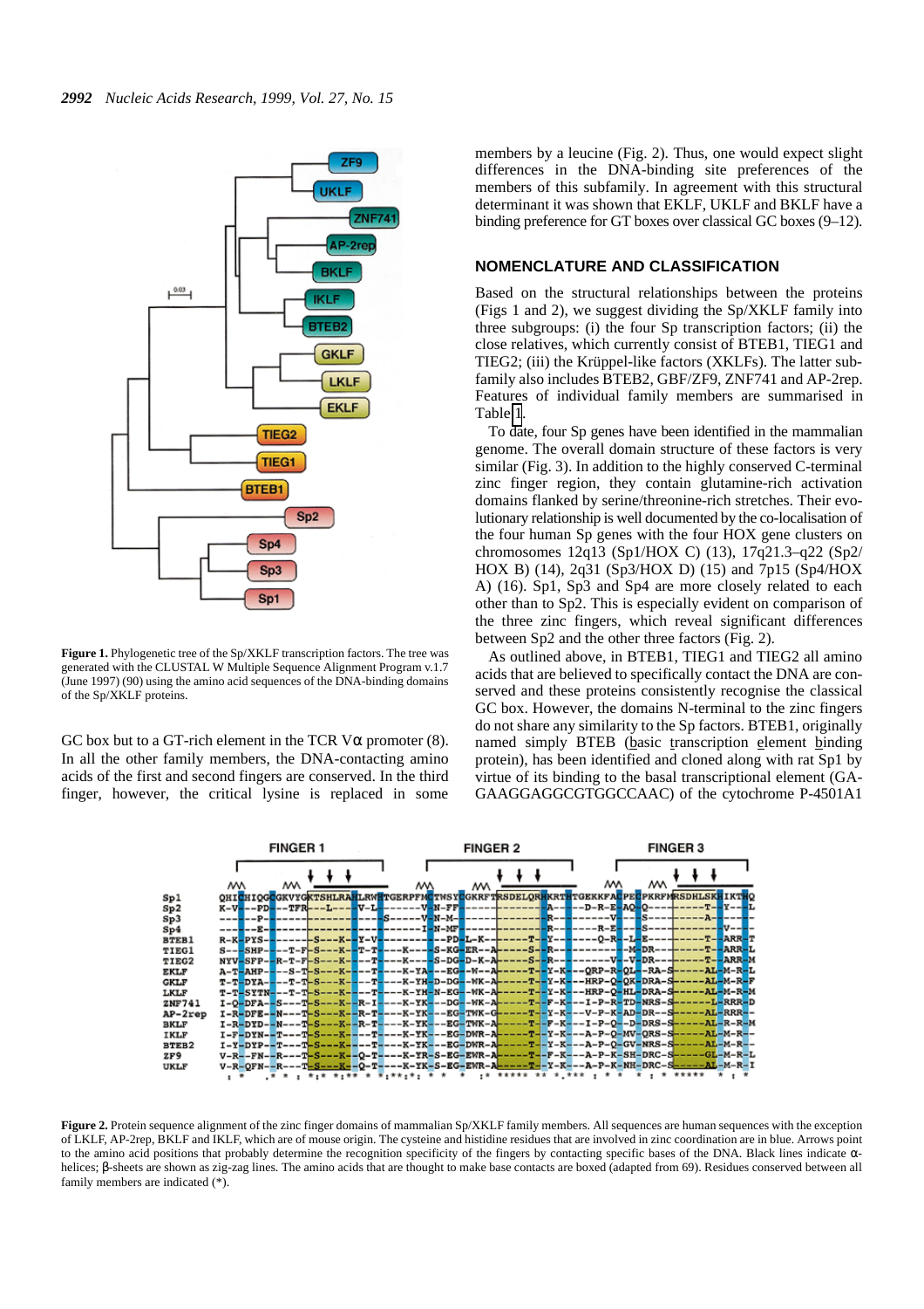**Figure 1.** Phylogenetic tree of the Sp/XKLF transcription factors. The tree was generated with the CLUSTAL W Multiple Sequence Alignment Program v.1.7 (June 1997) (90) using the amino acid sequences of the DNA-binding domains of the Sp/XKLF proteins.

GC box but to a GT-rich element in the TCR Vα promoter (8). In all the other family members, the DNA-contacting amino acids of the first and second fingers are conserved. In the third finger, however, the critical lysine is replaced in some members by a leucine (Fig. 2). Thus, one would expect slight differences in the DNA-binding site preferences of the members of this subfamily. In agreement with this structural determinant it was shown that EKLF, UKLF and BKLF have a binding preference for GT boxes over classical GC boxes (9–12).

## NOMENCLATURE AND CLASSIFICATION

Based on the structural relationships between the proteins (Figs 1 and 2), we suggest dividing the Sp/XKLF family into three subgroups: (i) the four Sp transcription factors; (ii) the close relatives, which currently consist of BTEB1, TIEG1 and TIEG2; (iii) the Krüppel-like factors (XKLFs). The latter subfamily also includes BTEB2, GBF/ZF9, ZNF741 and AP-2rep. Features of individual family members are summarised in Table 1.

To date, four Sp genes have been identified in the mammalian genome. The overall domain structure of these factors is very similar (Fig. 3). In addition to the highly conserved C-terminal zinc finger region, they contain glutamine-rich activation domains flanked by serine/threonine-rich stretches. Their evolutionary relationship is well documented by the co-localisation of the four human Sp genes with the four HOX gene clusters on chromosomes 12q13 (Sp1/HOX C) (13), 17q21.3–q22 (Sp2/HOX B) (14), 2q31 (Sp3/HOX D) (15) and 7p15 (Sp4/HOX A) (16). Sp1, Sp3 and Sp4 are more closely related to each other than to Sp2. This is especially evident on comparison of the three zinc fingers, which reveal significant differences between Sp2 and the other three factors (Fig. 2).

As outlined above, in BTEB1, TIEG1 and TIEG2 all amino acids that are believed to specifically contact the DNA are conserved and these proteins consistently recognise the classical GC box. However, the domains N-terminal to the zinc fingers do not share any similarity to the Sp factors. BTEB1, originally named simply BTEB (basic transcription element binding protein), has been identified and cloned along with rat Sp1 by virtue of its binding to the basal transcriptional element (GAGAAGGAGGCGTGGCCAAC) of the cytochrome P-4501A1

**Figure 2.** Protein sequence alignment of the zinc finger domains of mammalian Sp/XKLF family members. All sequences are human sequences with the exception of LKLF, AP-2rep, BKLF and IKLF, which are of mouse origin. The cysteine and histidine residues that are involved in zinc coordination are in blue. Arrows point to the amino acid positions that probably determine the recognition specificity of the fingers by contacting specific bases of the DNA. Black lines indicate α-helices; β-sheets are shown as zig-zag lines. The amino acids that are thought to make base contacts are boxed (adapted from 69). Residues conserved between all family members are indicated (*).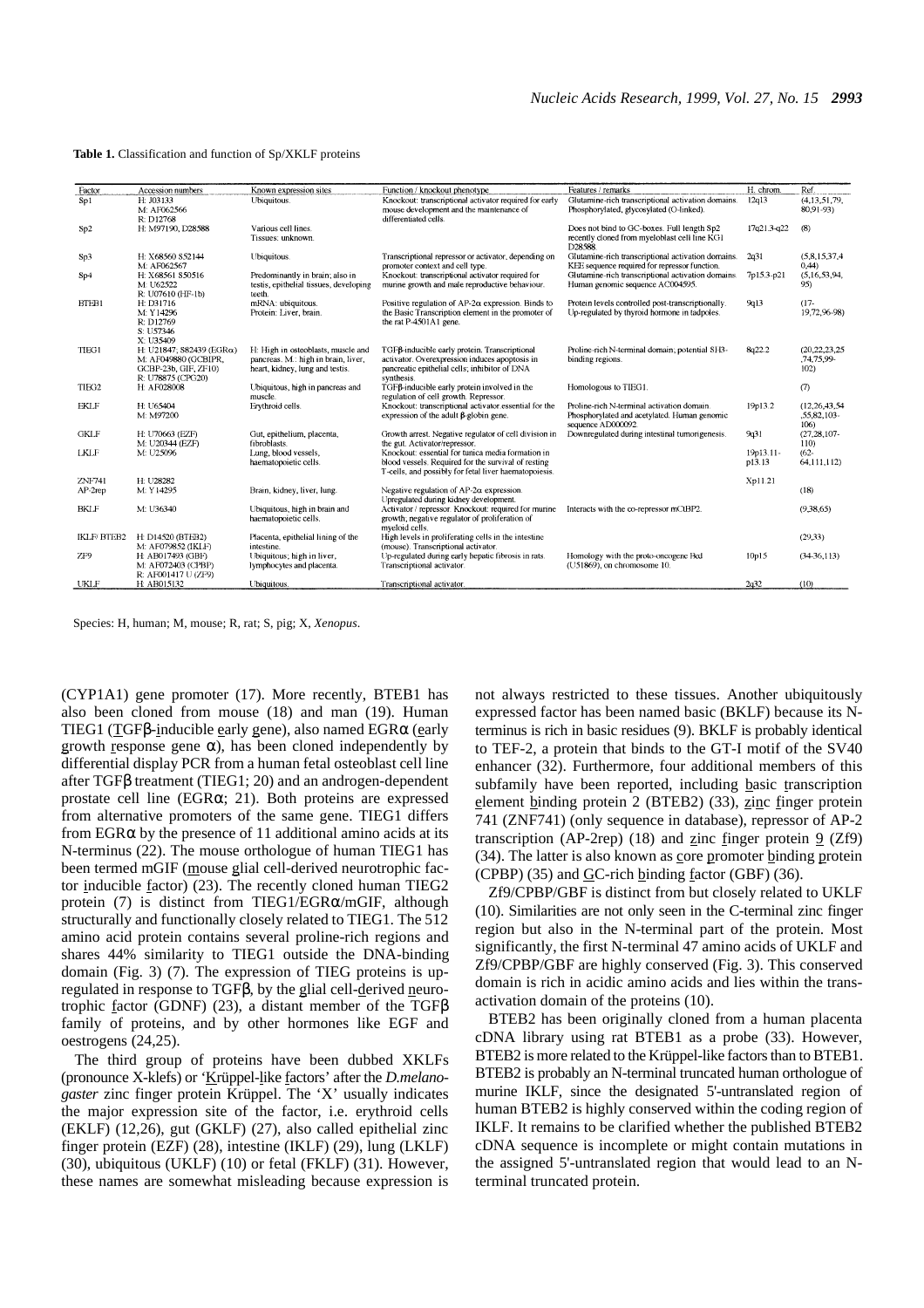**Table 1.** Classification and function of Sp/XKLF proteins

| Factor | Accession numbers | Known expression sites | Function / knockout phenotype | Features / remarks | H. chrom. | Ref. |
|---|---|---|---|---|---|---|
| Sp1 | H: J03133<br>M: AF062566<br>R: D12768 | Ubiquitous. | Knockout: transcriptional activator required for early mouse development and the maintenance of differentiated cells. | Glutamine-rich transcriptional activation domains. Phosphorylated, glycosylated (O-linked). | 12q13 | (4,13,51,79, 80,91-93) |
| Sp2 | H: M97190, D28588 | Various cell lines.<br>Tissues: unknown. | | Does not bind to GC-boxes. Full length Sp2 recently cloned from myeloblast cell line KG1 D28588. | 17q21.3-q22 | (8) |
| Sp3 | H: X68560 S52144<br>M: AF062567 | Ubiquitous. | Transcriptional repressor or activator, depending on promoter context and cell type. | Glutamine-rich transcriptional activation domains. KEE sequence required for repressor function. | 2q31 | (5,8,15,37,4 0,44) |
| Sp4 | H: X68561 S50516<br>M: U62522<br>R: U07610 (HF-1b) | Predominantly in brain; also in testis, epithelial tissues, developing teeth. | Knockout: transcriptional activator required for murine growth and male reproductive behaviour. | Glutamine-rich transcriptional activation domains. Human genomic sequence AC004595. | 7p15.3-p21 | (5,16,53,94, 95) |
| BTEB1 | H: D31716<br>M: Y14296<br>R: D12769<br>S: U57346<br>X: U35409 | mRNA: ubiquitous.<br>Protein: Liver, brain. | Positive regulation of AP-2α expression. Binds to the Basic Transcription element in the promoter of the rat P-4501A1 gene. | Protein levels controlled post-transcriptionally. Up-regulated by thyroid hormone in tadpoles. | 9q13 | (17-19,72,96-98) |
| TIEG1 | H: U21847; S82439 (EGRα)<br>M: AF049880 (GCBIPR, GCBP-23b, GIF, ZF10)<br>R: U78875 (CPG20) | H: High in osteoblasts, muscle and pancreas. M.: high in brain, liver, heart, kidney, lung and testis. | TGFβ-inducible early protein. Transcriptional activator. Overexpression induces apoptosis in pancreatic epithelial cells; inhibitor of DNA synthesis. | Proline-rich N-terminal domain; potential SH3-binding regions. | 8q22.2 | (20,22,23,25 ,74,75,99-102) |
| TIEG2 | H: AF028008 | Ubiquitous, high in pancreas and muscle. | TGFβ-inducible early protein involved in the regulation of cell growth. Repressor. | Homologous to TIEG1. | | (7) |
| EKLF | H: U65404<br>M: M97200 | Erythroid cells. | Knockout: transcriptional activator essential for the expression of the adult β-globin gene. | Proline-rich N-terminal activation domain. Phosphorylated and acetylated. Human genomic sequence AD000092. | 19p13.2 | (12,26,43,54 ,55,82,103-106) |
| GKLF | H: U70663 (EZF)<br>M: U20344 (EZF) | Gut, epithelium, placenta, fibroblasts. | Growth arrest. Negative regulator of cell division in the gut. Activator/repressor. | Downregulated during intestinal tumorigenesis. | 9q31 | (27,28,107-110) |
| LKLF | M: U25096 | Lung, blood vessels, haematopoietic cells. | Knockout: essential for tunica media formation in blood vessels. Required for the survival of resting T-cells, and possibly for fetal liver haematopoiesis. | | 19p13.11-p13.13 | (62-64,111,112) |
| ZNF741 | H: U28282 | | | | Xp11.21 | |
| AP-2rep | M: Y14295 | Brain, kidney, liver, lung. | Negative regulation of AP-2α expression. Upregulated during kidney development. | | | (18) |
| BKLF | M: U36340 | Ubiquitous, high in brain and haematopoietic cells. | Activator / repressor. Knockout: required for murine growth; negative regulator of proliferation of myeloid cells. | Interacts with the co-repressor mCtBP2. | | (9,38,65) |
| IKLF/ BTEB2 | H: D14520 (BTEB2)<br>M: AF079852 (IKLF) | Placenta, epithelial lining of the intestine. | High levels in proliferating cells in the intestine (mouse). Transcriptional activator. | | | (29,33) |
| ZF9 | H: AB017493 (GBF)<br>M: AF072403 (CPBP)<br>R: AF001417 U (ZF9) | Ubiquitous; high in liver, lymphocytes and placenta. | Up-regulated during early hepatic fibrosis in rats. Transcriptional activator. | Homology with the proto-oncogene Bcd (U51869), on chromosome 10. | 10p15 | (34-36,113) |
| UKLF | H: AB015132 | Ubiquitous. | Transcriptional activator. | | 2q32 | (10) |

Species: H, human; M, mouse; R, rat; S, pig; X, *Xenopus*.

(CYP1A1) gene promoter (17). More recently, BTEB1 has also been cloned from mouse (18) and man (19). Human TIEG1 (TGFβ-inducible early gene), also named EGRα (early growth response gene α), has been cloned independently by differential display PCR from a human fetal osteoblast cell line after TGFβ treatment (TIEG1; 20) and an androgen-dependent prostate cell line (EGRα; 21). Both proteins are expressed from alternative promoters of the same gene. TIEG1 differs from EGRα by the presence of 11 additional amino acids at its N-terminus (22). The mouse orthologue of human TIEG1 has been termed mGIF (mouse glial cell-derived neurotrophic factor inducible factor) (23). The recently cloned human TIEG2 protein (7) is distinct from TIEG1/EGRα/mGIF, although structurally and functionally closely related to TIEG1. The 512 amino acid protein contains several proline-rich regions and shares 44% similarity to TIEG1 outside the DNA-binding domain (Fig. 3) (7). The expression of TIEG proteins is upregulated in response to TGFβ, by the glial cell-derived neurotrophic factor (GDNF) (23), a distant member of the TGFβ family of proteins, and by other hormones like EGF and oestrogens (24,25).

The third group of proteins have been dubbed XKLFs (pronounce X-klefs) or 'Krüppel-like factors' after the *D.melanogaster* zinc finger protein Krüppel. The 'X' usually indicates the major expression site of the factor, i.e. erythroid cells (EKLF) (12,26), gut (GKLF) (27), also called epithelial zinc finger protein (EZF) (28), intestine (IKLF) (29), lung (LKLF) (30), ubiquitous (UKLF) (10) or fetal (FKLF) (31). However, these names are somewhat misleading because expression is not always restricted to these tissues. Another ubiquitously expressed factor has been named basic (BKLF) because its N-terminus is rich in basic residues (9). BKLF is probably identical to TEF-2, a protein that binds to the GT-I motif of the SV40 enhancer (32). Furthermore, four additional members of this subfamily have been reported, including basic transcription element binding protein 2 (BTEB2) (33), zinc finger protein 741 (ZNF741) (only sequence in database), repressor of AP-2 transcription (AP-2rep) (18) and zinc finger protein 9 (Zf9) (34). The latter is also known as core promoter binding protein (CPBP) (35) and GC-rich binding factor (GBF) (36).

Zf9/CPBP/GBF is distinct from but closely related to UKLF (10). Similarities are not only seen in the C-terminal zinc finger region but also in the N-terminal part of the protein. Most significantly, the first N-terminal 47 amino acids of UKLF and Zf9/CPBP/GBF are highly conserved (Fig. 3). This conserved domain is rich in acidic amino acids and lies within the transactivation domain of the proteins (10).

BTEB2 has been originally cloned from a human placenta cDNA library using rat BTEB1 as a probe (33). However, BTEB2 is more related to the Krüppel-like factors than to BTEB1. BTEB2 is probably an N-terminal truncated human orthologue of murine IKLF, since the designated 5'-untranslated region of human BTEB2 is highly conserved within the coding region of IKLF. It remains to be clarified whether the published BTEB2 cDNA sequence is incomplete or might contain mutations in the assigned 5'-untranslated region that would lead to an N-terminal truncated protein.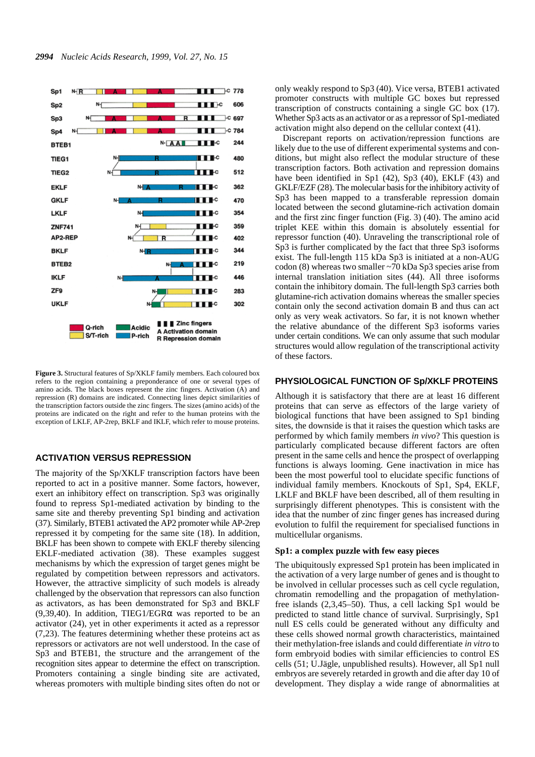**Figure 3.** Structural features of Sp/XKLF family members. Each coloured box refers to the region containing a preponderance of one or several types of amino acids. The black boxes represent the zinc fingers. Activation (A) and repression (R) domains are indicated. Connecting lines depict similarities of the transcription factors outside the zinc fingers. The sizes (amino acids) of the proteins are indicated on the right and refer to the human proteins with the exception of LKLF, AP-2rep, BKLF and IKLF, which refer to mouse proteins.

## ACTIVATION VERSUS REPRESSION

The majority of the Sp/XKLF transcription factors have been reported to act in a positive manner. Some factors, however, exert an inhibitory effect on transcription. Sp3 was originally found to repress Sp1-mediated activation by binding to the same site and thereby preventing Sp1 binding and activation (37). Similarly, BTEB1 activated the AP2 promoter while AP-2rep repressed it by competing for the same site (18). In addition, BKLF has been shown to compete with EKLF thereby silencing EKLF-mediated activation (38). These examples suggest mechanisms by which the expression of target genes might be regulated by competition between repressors and activators. However, the attractive simplicity of such models is already challenged by the observation that repressors can also function as activators, as has been demonstrated for Sp3 and BKLF (9,39,40). In addition, TIEG1/EGRα was reported to be an activator (24), yet in other experiments it acted as a repressor (7,23). The features determining whether these proteins act as repressors or activators are not well understood. In the case of Sp3 and BTEB1, the structure and the arrangement of the recognition sites appear to determine the effect on transcription. Promoters containing a single binding site are activated, whereas promoters with multiple binding sites often do not or only weakly respond to Sp3 (40). Vice versa, BTEB1 activated promoter constructs with multiple GC boxes but repressed transcription of constructs containing a single GC box (17). Whether Sp3 acts as an activator or as a repressor of Sp1-mediated activation might also depend on the cellular context (41).

Discrepant reports on activation/repression functions are likely due to the use of different experimental systems and conditions, but might also reflect the modular structure of these transcription factors. Both activation and repression domains have been identified in Sp1 (42), Sp3 (40), EKLF (43) and GKLF/EZF (28). The molecular basis for the inhibitory activity of Sp3 has been mapped to a transferable repression domain located between the second glutamine-rich activation domain and the first zinc finger function (Fig. 3) (40). The amino acid triplet KEE within this domain is absolutely essential for repressor function (40). Unraveling the transcriptional role of Sp3 is further complicated by the fact that three Sp3 isoforms exist. The full-length 115 kDa Sp3 is initiated at a non-AUG codon (8) whereas two smaller ~70 kDa Sp3 species arise from internal translation initiation sites (44). All three isoforms contain the inhibitory domain. The full-length Sp3 carries both glutamine-rich activation domains whereas the smaller species contain only the second activation domain B and thus can act only as very weak activators. So far, it is not known whether the relative abundance of the different Sp3 isoforms varies under certain conditions. We can only assume that such modular structures would allow regulation of the transcriptional activity of these factors.

## PHYSIOLOGICAL FUNCTION OF Sp/XKLF PROTEINS

Although it is satisfactory that there are at least 16 different proteins that can serve as effectors of the large variety of biological functions that have been assigned to Sp1 binding sites, the downside is that it raises the question which tasks are performed by which family members *in vivo*? This question is particularly complicated because different factors are often present in the same cells and hence the prospect of overlapping functions is always looming. Gene inactivation in mice has been the most powerful tool to elucidate specific functions of individual family members. Knockouts of Sp1, Sp4, EKLF, LKLF and BKLF have been described, all of them resulting in surprisingly different phenotypes. This is consistent with the idea that the number of zinc finger genes has increased during evolution to fulfil the requirement for specialised functions in multicellular organisms.

### Sp1: a complex puzzle with few easy pieces

The ubiquitously expressed Sp1 protein has been implicated in the activation of a very large number of genes and is thought to be involved in cellular processes such as cell cycle regulation, chromatin remodelling and the propagation of methylation-free islands (2,3,45–50). Thus, a cell lacking Sp1 would be predicted to stand little chance of survival. Surprisingly, Sp1 null ES cells could be generated without any difficulty and these cells showed normal growth characteristics, maintained their methylation-free islands and could differentiate *in vitro* to form embryoid bodies with similar efficiencies to control ES cells (51; U.Jägle, unpublished results). However, all Sp1 null embryos are severely retarded in growth and die after day 10 of development. They display a wide range of abnormalities at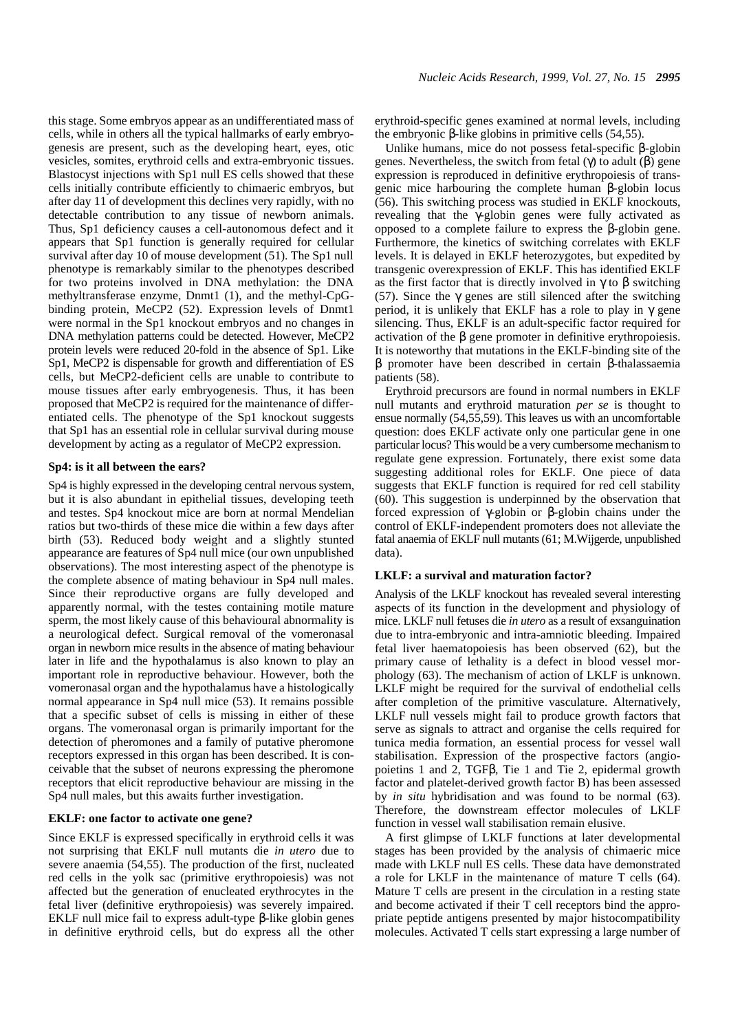this stage. Some embryos appear as an undifferentiated mass of cells, while in others all the typical hallmarks of early embryogenesis are present, such as the developing heart, eyes, otic vesicles, somites, erythroid cells and extra-embryonic tissues. Blastocyst injections with Sp1 null ES cells showed that these cells initially contribute efficiently to chimaeric embryos, but after day 11 of development this declines very rapidly, with no detectable contribution to any tissue of newborn animals. Thus, Sp1 deficiency causes a cell-autonomous defect and it appears that Sp1 function is generally required for cellular survival after day 10 of mouse development (51). The Sp1 null phenotype is remarkably similar to the phenotypes described for two proteins involved in DNA methylation: the DNA methyltransferase enzyme, Dnmt1 (1), and the methyl-CpG-binding protein, MeCP2 (52). Expression levels of Dnmt1 were normal in the Sp1 knockout embryos and no changes in DNA methylation patterns could be detected. However, MeCP2 protein levels were reduced 20-fold in the absence of Sp1. Like Sp1, MeCP2 is dispensable for growth and differentiation of ES cells, but MeCP2-deficient cells are unable to contribute to mouse tissues after early embryogenesis. Thus, it has been proposed that MeCP2 is required for the maintenance of differentiated cells. The phenotype of the Sp1 knockout suggests that Sp1 has an essential role in cellular survival during mouse development by acting as a regulator of MeCP2 expression.

### Sp4: is it all between the ears?

Sp4 is highly expressed in the developing central nervous system, but it is also abundant in epithelial tissues, developing teeth and testes. Sp4 knockout mice are born at normal Mendelian ratios but two-thirds of these mice die within a few days after birth (53). Reduced body weight and a slightly stunted appearance are features of Sp4 null mice (our own unpublished observations). The most interesting aspect of the phenotype is the complete absence of mating behaviour in Sp4 null males. Since their reproductive organs are fully developed and apparently normal, with the testes containing motile mature sperm, the most likely cause of this behavioural abnormality is a neurological defect. Surgical removal of the vomeronasal organ in newborn mice results in the absence of mating behaviour later in life and the hypothalamus is also known to play an important role in reproductive behaviour. However, both the vomeronasal organ and the hypothalamus have a histologically normal appearance in Sp4 null mice (53). It remains possible that a specific subset of cells is missing in either of these organs. The vomeronasal organ is primarily important for the detection of pheromones and a family of putative pheromone receptors expressed in this organ has been described. It is conceivable that the subset of neurons expressing the pheromone receptors that elicit reproductive behaviour are missing in the Sp4 null males, but this awaits further investigation.

### EKLF: one factor to activate one gene?

Since EKLF is expressed specifically in erythroid cells it was not surprising that EKLF null mutants die *in utero* due to severe anaemia (54,55). The production of the first, nucleated red cells in the yolk sac (primitive erythropoiesis) was not affected but the generation of enucleated erythrocytes in the fetal liver (definitive erythropoiesis) was severely impaired. EKLF null mice fail to express adult-type β-like globin genes in definitive erythroid cells, but do express all the other erythroid-specific genes examined at normal levels, including the embryonic β-like globins in primitive cells (54,55).

Unlike humans, mice do not possess fetal-specific β-globin genes. Nevertheless, the switch from fetal (γ) to adult (β) gene expression is reproduced in definitive erythropoiesis of transgenic mice harbouring the complete human β-globin locus (56). This switching process was studied in EKLF knockouts, revealing that the γ-globin genes were fully activated as opposed to a complete failure to express the β-globin gene. Furthermore, the kinetics of switching correlates with EKLF levels. It is delayed in EKLF heterozygotes, but expedited by transgenic overexpression of EKLF. This has identified EKLF as the first factor that is directly involved in γ to β switching (57). Since the γ genes are still silenced after the switching period, it is unlikely that EKLF has a role to play in γ gene silencing. Thus, EKLF is an adult-specific factor required for activation of the β gene promoter in definitive erythropoiesis. It is noteworthy that mutations in the EKLF-binding site of the β promoter have been described in certain β-thalassaemia patients (58).

Erythroid precursors are found in normal numbers in EKLF null mutants and erythroid maturation *per se* is thought to ensue normally (54,55,59). This leaves us with an uncomfortable question: does EKLF activate only one particular gene in one particular locus? This would be a very cumbersome mechanism to regulate gene expression. Fortunately, there exist some data suggesting additional roles for EKLF. One piece of data suggests that EKLF function is required for red cell stability (60). This suggestion is underpinned by the observation that forced expression of γ-globin or β-globin chains under the control of EKLF-independent promoters does not alleviate the fatal anaemia of EKLF null mutants (61; M.Wijgerde, unpublished data).

### LKLF: a survival and maturation factor?

Analysis of the LKLF knockout has revealed several interesting aspects of its function in the development and physiology of mice. LKLF null fetuses die *in utero* as a result of exsanguination due to intra-embryonic and intra-amniotic bleeding. Impaired fetal liver haematopoiesis has been observed (62), but the primary cause of lethality is a defect in blood vessel morphology (63). The mechanism of action of LKLF is unknown. LKLF might be required for the survival of endothelial cells after completion of the primitive vasculature. Alternatively, LKLF null vessels might fail to produce growth factors that serve as signals to attract and organise the cells required for tunica media formation, an essential process for vessel wall stabilisation. Expression of the prospective factors (angiopoietins 1 and 2, TGFβ, Tie 1 and Tie 2, epidermal growth factor and platelet-derived growth factor B) has been assessed by *in situ* hybridisation and was found to be normal (63). Therefore, the downstream effector molecules of LKLF function in vessel wall stabilisation remain elusive.

A first glimpse of LKLF functions at later developmental stages has been provided by the analysis of chimaeric mice made with LKLF null ES cells. These data have demonstrated a role for LKLF in the maintenance of mature T cells (64). Mature T cells are present in the circulation in a resting state and become activated if their T cell receptors bind the appropriate peptide antigens presented by major histocompatibility molecules. Activated T cells start expressing a large number of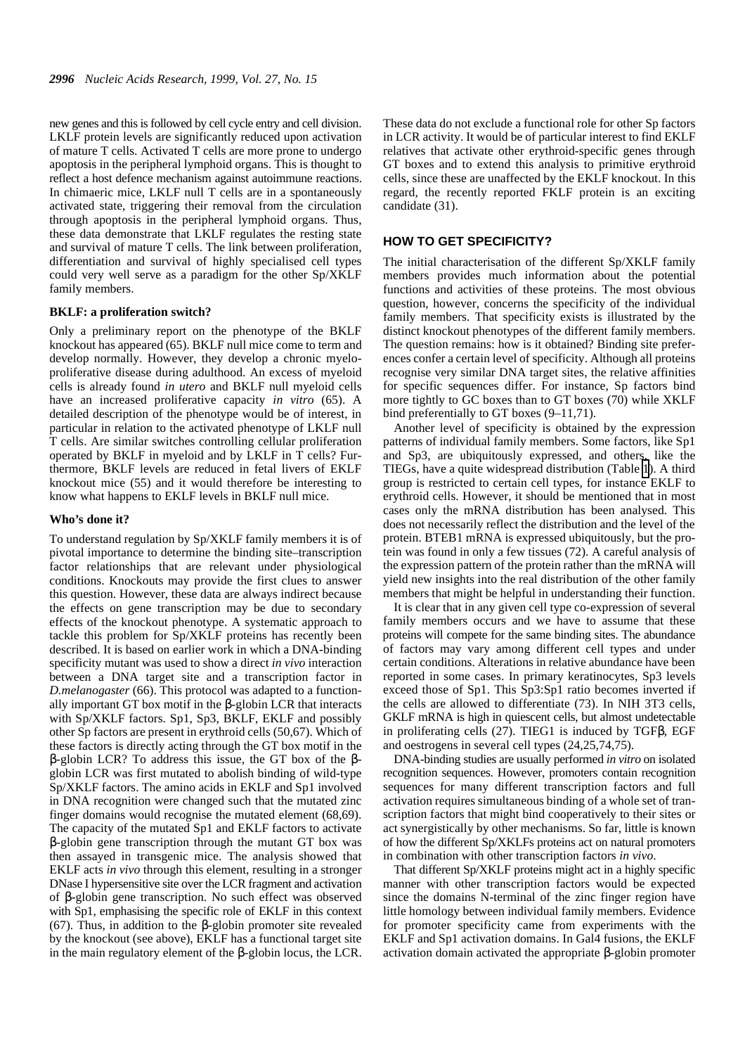new genes and this is followed by cell cycle entry and cell division. LKLF protein levels are significantly reduced upon activation of mature T cells. Activated T cells are more prone to undergo apoptosis in the peripheral lymphoid organs. This is thought to reflect a host defence mechanism against autoimmune reactions. In chimaeric mice, LKLF null T cells are in a spontaneously activated state, triggering their removal from the circulation through apoptosis in the peripheral lymphoid organs. Thus, these data demonstrate that LKLF regulates the resting state and survival of mature T cells. The link between proliferation, differentiation and survival of highly specialised cell types could very well serve as a paradigm for the other Sp/XKLF family members.

### BKLF: a proliferation switch?

Only a preliminary report on the phenotype of the BKLF knockout has appeared (65). BKLF null mice come to term and develop normally. However, they develop a chronic myeloproliferative disease during adulthood. An excess of myeloid cells is already found *in utero* and BKLF null myeloid cells have an increased proliferative capacity *in vitro* (65). A detailed description of the phenotype would be of interest, in particular in relation to the activated phenotype of LKLF null T cells. Are similar switches controlling cellular proliferation operated by BKLF in myeloid and by LKLF in T cells? Furthermore, BKLF levels are reduced in fetal livers of EKLF knockout mice (55) and it would therefore be interesting to know what happens to EKLF levels in BKLF null mice.

### Who's done it?

To understand regulation by Sp/XKLF family members it is of pivotal importance to determine the binding site–transcription factor relationships that are relevant under physiological conditions. Knockouts may provide the first clues to answer this question. However, these data are always indirect because the effects on gene transcription may be due to secondary effects of the knockout phenotype. A systematic approach to tackle this problem for Sp/XKLF proteins has recently been described. It is based on earlier work in which a DNA-binding specificity mutant was used to show a direct *in vivo* interaction between a DNA target site and a transcription factor in *D.melanogaster* (66). This protocol was adapted to a functionally important GT box motif in the β-globin LCR that interacts with Sp/XKLF factors. Sp1, Sp3, BKLF, EKLF and possibly other Sp factors are present in erythroid cells (50,67). Which of these factors is directly acting through the GT box motif in the β-globin LCR? To address this issue, the GT box of the β-globin LCR was first mutated to abolish binding of wild-type Sp/XKLF factors. The amino acids in EKLF and Sp1 involved in DNA recognition were changed such that the mutated zinc finger domains would recognise the mutated element (68,69). The capacity of the mutated Sp1 and EKLF factors to activate β-globin gene transcription through the mutant GT box was then assayed in transgenic mice. The analysis showed that EKLF acts *in vivo* through this element, resulting in a stronger DNase I hypersensitive site over the LCR fragment and activation of β-globin gene transcription. No such effect was observed with Sp1, emphasising the specific role of EKLF in this context (67). Thus, in addition to the β-globin promoter site revealed by the knockout (see above), EKLF has a functional target site in the main regulatory element of the β-globin locus, the LCR.

These data do not exclude a functional role for other Sp factors in LCR activity. It would be of particular interest to find EKLF relatives that activate other erythroid-specific genes through GT boxes and to extend this analysis to primitive erythroid cells, since these are unaffected by the EKLF knockout. In this regard, the recently reported FKLF protein is an exciting candidate (31).

## HOW TO GET SPECIFICITY?

The initial characterisation of the different Sp/XKLF family members provides much information about the potential functions and activities of these proteins. The most obvious question, however, concerns the specificity of the individual family members. That specificity exists is illustrated by the distinct knockout phenotypes of the different family members. The question remains: how is it obtained? Binding site preferences confer a certain level of specificity. Although all proteins recognise very similar DNA target sites, the relative affinities for specific sequences differ. For instance, Sp factors bind more tightly to GC boxes than to GT boxes (70) while XKLF bind preferentially to GT boxes (9–11,71).

Another level of specificity is obtained by the expression patterns of individual family members. Some factors, like Sp1 and Sp3, are ubiquitously expressed, and others, like the TIEGs, have a quite widespread distribution (Table 1). A third group is restricted to certain cell types, for instance EKLF to erythroid cells. However, it should be mentioned that in most cases only the mRNA distribution has been analysed. This does not necessarily reflect the distribution and the level of the protein. BTEB1 mRNA is expressed ubiquitously, but the protein was found in only a few tissues (72). A careful analysis of the expression pattern of the protein rather than the mRNA will yield new insights into the real distribution of the other family members that might be helpful in understanding their function.

It is clear that in any given cell type co-expression of several family members occurs and we have to assume that these proteins will compete for the same binding sites. The abundance of factors may vary among different cell types and under certain conditions. Alterations in relative abundance have been reported in some cases. In primary keratinocytes, Sp3 levels exceed those of Sp1. This Sp3:Sp1 ratio becomes inverted if the cells are allowed to differentiate (73). In NIH 3T3 cells, GKLF mRNA is high in quiescent cells, but almost undetectable in proliferating cells (27). TIEG1 is induced by TGFβ, EGF and oestrogens in several cell types (24,25,74,75).

DNA-binding studies are usually performed *in vitro* on isolated recognition sequences. However, promoters contain recognition sequences for many different transcription factors and full activation requires simultaneous binding of a whole set of transcription factors that might bind cooperatively to their sites or act synergistically by other mechanisms. So far, little is known of how the different Sp/XKLFs proteins act on natural promoters in combination with other transcription factors *in vivo*.

That different Sp/XKLF proteins might act in a highly specific manner with other transcription factors would be expected since the domains N-terminal of the zinc finger region have little homology between individual family members. Evidence for promoter specificity came from experiments with the EKLF and Sp1 activation domains. In Gal4 fusions, the EKLF activation domain activated the appropriate β-globin promoter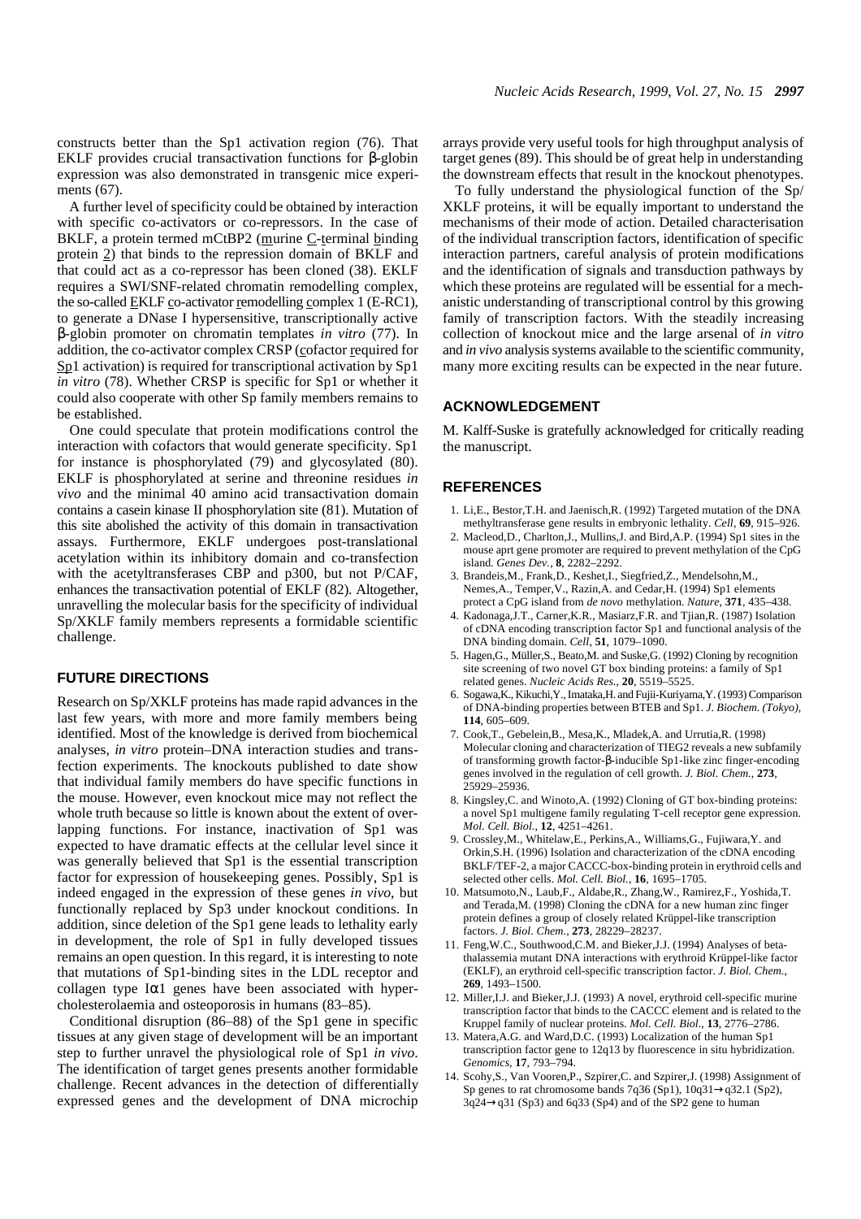constructs better than the Sp1 activation region (76). That EKLF provides crucial transactivation functions for β-globin expression was also demonstrated in transgenic mice experiments (67).

A further level of specificity could be obtained by interaction with specific co-activators or co-repressors. In the case of BKLF, a protein termed mCtBP2 (murine C-terminal binding protein 2) that binds to the repression domain of BKLF and that could act as a co-repressor has been cloned (38). EKLF requires a SWI/SNF-related chromatin remodelling complex, the so-called EKLF co-activator remodelling complex 1 (E-RC1), to generate a DNase I hypersensitive, transcriptionally active β-globin promoter on chromatin templates *in vitro* (77). In addition, the co-activator complex CRSP (cofactor required for Sp1 activation) is required for transcriptional activation by Sp1 *in vitro* (78). Whether CRSP is specific for Sp1 or whether it could also cooperate with other Sp family members remains to be established.

One could speculate that protein modifications control the interaction with cofactors that would generate specificity. Sp1 for instance is phosphorylated (79) and glycosylated (80). EKLF is phosphorylated at serine and threonine residues *in vivo* and the minimal 40 amino acid transactivation domain contains a casein kinase II phosphorylation site (81). Mutation of this site abolished the activity of this domain in transactivation assays. Furthermore, EKLF undergoes post-translational acetylation within its inhibitory domain and co-transfection with the acetyltransferases CBP and p300, but not P/CAF, enhances the transactivation potential of EKLF (82). Altogether, unravelling the molecular basis for the specificity of individual Sp/XKLF family members represents a formidable scientific challenge.

## FUTURE DIRECTIONS

Research on Sp/XKLF proteins has made rapid advances in the last few years, with more and more family members being identified. Most of the knowledge is derived from biochemical analyses, *in vitro* protein–DNA interaction studies and transfection experiments. The knockouts published to date show that individual family members do have specific functions in the mouse. However, even knockout mice may not reflect the whole truth because so little is known about the extent of overlapping functions. For instance, inactivation of Sp1 was expected to have dramatic effects at the cellular level since it was generally believed that Sp1 is the essential transcription factor for expression of housekeeping genes. Possibly, Sp1 is indeed engaged in the expression of these genes *in vivo*, but functionally replaced by Sp3 under knockout conditions. In addition, since deletion of the Sp1 gene leads to lethality early in development, the role of Sp1 in fully developed tissues remains an open question. In this regard, it is interesting to note that mutations of Sp1-binding sites in the LDL receptor and collagen type Iα1 genes have been associated with hypercholesterolaemia and osteoporosis in humans (83–85).

Conditional disruption (86–88) of the Sp1 gene in specific tissues at any given stage of development will be an important step to further unravel the physiological role of Sp1 *in vivo*. The identification of target genes presents another formidable challenge. Recent advances in the detection of differentially expressed genes and the development of DNA microchip arrays provide very useful tools for high throughput analysis of target genes (89). This should be of great help in understanding the downstream effects that result in the knockout phenotypes.

To fully understand the physiological function of the Sp/XKLF proteins, it will be equally important to understand the mechanisms of their mode of action. Detailed characterisation of the individual transcription factors, identification of specific interaction partners, careful analysis of protein modifications and the identification of signals and transduction pathways by which these proteins are regulated will be essential for a mechanistic understanding of transcriptional control by this growing family of transcription factors. With the steadily increasing collection of knockout mice and the large arsenal of *in vitro* and *in vivo* analysis systems available to the scientific community, many more exciting results can be expected in the near future.

## ACKNOWLEDGEMENT

M. Kalff-Suske is gratefully acknowledged for critically reading the manuscript.

## REFERENCES

1. Li,E., Bestor,T.H. and Jaenisch,R. (1992) Targeted mutation of the DNA methyltransferase gene results in embryonic lethality. *Cell*, **69**, 915–926.
2. Macleod,D., Charlton,J., Mullins,J. and Bird,A.P. (1994) Sp1 sites in the mouse aprt gene promoter are required to prevent methylation of the CpG island. *Genes Dev.*, **8**, 2282–2292.
3. Brandeis,M., Frank,D., Keshet,I., Siegfried,Z., Mendelsohn,M., Nemes,A., Temper,V., Razin,A. and Cedar,H. (1994) Sp1 elements protect a CpG island from *de novo* methylation. *Nature*, **371**, 435–438.
4. Kadonaga,J.T., Carner,K.R., Masiarz,F.R. and Tjian,R. (1987) Isolation of cDNA encoding transcription factor Sp1 and functional analysis of the DNA binding domain. *Cell*, **51**, 1079–1090.
5. Hagen,G., Müller,S., Beato,M. and Suske,G. (1992) Cloning by recognition site screening of two novel GT box binding proteins: a family of Sp1 related genes. *Nucleic Acids Res.*, **20**, 5519–5525.
6. Sogawa,K., Kikuchi,Y., Imataka,H. and Fujii-Kuriyama,Y. (1993) Comparison of DNA-binding properties between BTEB and Sp1. *J. Biochem. (Tokyo)*, **114**, 605–609.
7. Cook,T., Gebelein,B., Mesa,K., Mladek,A. and Urrutia,R. (1998) Molecular cloning and characterization of TIEG2 reveals a new subfamily of transforming growth factor-β-inducible Sp1-like zinc finger-encoding genes involved in the regulation of cell growth. *J. Biol. Chem.*, **273**, 25929–25936.
8. Kingsley,C. and Winoto,A. (1992) Cloning of GT box-binding proteins: a novel Sp1 multigene family regulating T-cell receptor gene expression. *Mol. Cell. Biol.*, **12**, 4251–4261.
9. Crossley,M., Whitelaw,E., Perkins,A., Williams,G., Fujiwara,Y. and Orkin,S.H. (1996) Isolation and characterization of the cDNA encoding BKLF/TEF-2, a major CACCC-box-binding protein in erythroid cells and selected other cells. *Mol. Cell. Biol.*, **16**, 1695–1705.
10. Matsumoto,N., Laub,F., Aldabe,R., Zhang,W., Ramirez,F., Yoshida,T. and Terada,M. (1998) Cloning the cDNA for a new human zinc finger protein defines a group of closely related Krüppel-like transcription factors. *J. Biol. Chem.*, **273**, 28229–28237.
11. Feng,W.C., Southwood,C.M. and Bieker,J.J. (1994) Analyses of beta-thalassemia mutant DNA interactions with erythroid Krüppel-like factor (EKLF), an erythroid cell-specific transcription factor. *J. Biol. Chem.*, **269**, 1493–1500.
12. Miller,I.J. and Bieker,J.J. (1993) A novel, erythroid cell-specific murine transcription factor that binds to the CACCC element and is related to the Kruppel family of nuclear proteins. *Mol. Cell. Biol.*, **13**, 2776–2786.
13. Matera,A.G. and Ward,D.C. (1993) Localization of the human Sp1 transcription factor gene to 12q13 by fluorescence in situ hybridization. *Genomics*, **17**, 793–794.
14. Scohy,S., Van Vooren,P., Szpirer,C. and Szpirer,J. (1998) Assignment of Sp genes to rat chromosome bands 7q36 (Sp1), 10q31→q32.1 (Sp2), 3q24→q31 (Sp3) and 6q33 (Sp4) and of the SP2 gene to human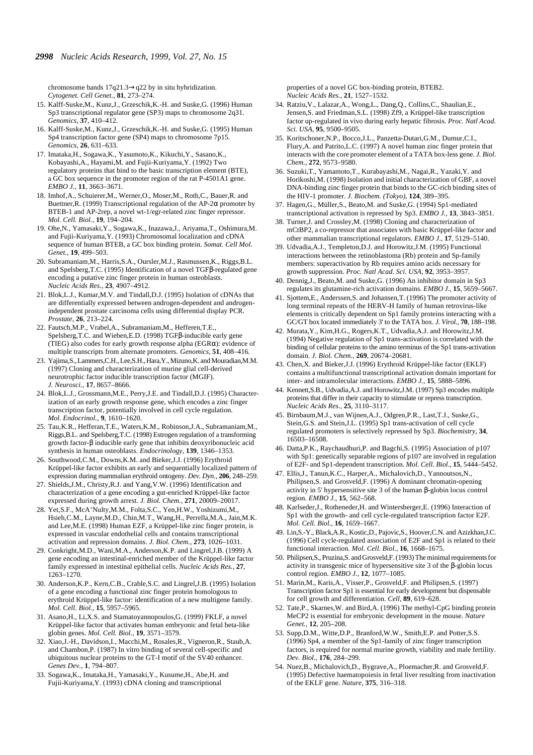chromosome bands 17q21.3→q22 by in situ hybridization. *Cytogenet. Cell Genet.*, **81**, 273–274.

15. Kalff-Suske,M., Kunz,J., Grzeschik,K.-H. and Suske,G. (1996) Human Sp3 transcriptional regulator gene (SP3) maps to chromosome 2q31. *Genomics*, **37**, 410–412.
16. Kalff-Suske,M., Kunz,J., Grzeschik,K.-H. and Suske,G. (1995) Human Sp4 transcription factor gene (SP4) maps to chromosome 7p15. *Genomics*, **26**, 631–633.
17. Imataka,H., Sogawa,K., Yasumoto,K., Kikuchi,Y., Sasano,K., Kobayashi,A., Hayami,M. and Fujii-Kuriyama,Y. (1992) Two regulatory proteins that bind to the basic transcription element (BTE), a GC box sequence in the promoter region of the rat P-4501A1 gene. *EMBO J.*, **11**, 3663–3671.
18. Imhof,A., Schuierer,M., Werner,O., Moser,M., Roth,C., Bauer,R. and Buettner,R. (1999) Transcriptional regulation of the AP-2α promoter by BTEB-1 and AP-2rep, a novel wt-1/egr-related zinc finger repressor. *Mol. Cell. Biol.*, **19**, 194–204.
19. Ohe,N., Yamasaki,Y., Sogawa,K., Inazawa,J., Ariyama,T., Oshimura,M. and Fujii-Kuriyama,Y. (1993) Chromosomal localization and cDNA sequence of human BTEB, a GC box binding protein. *Somat. Cell Mol. Genet.*, **19**, 499–503.
20. Subramaniam,M., Harris,S.A., Oursler,M.J., Rasmussen,K., Riggs,B.L. and Spelsberg,T.C. (1995) Identification of a novel TGFβ-regulated gene encoding a putative zinc finger protein in human osteoblasts. *Nucleic Acids Res.*, **23**, 4907–4912.
21. Blok,L.J., Kumar,M.V. and Tindall,D.J. (1995) Isolation of cDNAs that are differentially expressed between androgen-dependent and androgen-independent prostate carcinoma cells using differential display PCR. *Prostate*, **26**, 213–224.
22. Fautsch,M.P., Vrabel,A., Subramaniam,M., Hefferen,T.E., Spelsberg,T.C. and Wieben,E.D. (1998) TGFβ-inducible early gene (TIEG) also codes for early growth response alpha (EGRα): evidence of multiple transcripts from alternate promoters. *Genomics*, **51**, 408–416.
23. Yajima,S., Lammers,C.H., Lee,S.H., Hara,Y., Mizuno,K. and Mouradian,M.M. (1997) Cloning and characterization of murine glial cell-derived neurotrophic factor inducible transcription factor (MGIF). *J. Neurosci.*, **17**, 8657–8666.
24. Blok,L.J., Grossmann,M.E., Perry,J.E. and Tindall,D.J. (1995) Characterization of an early growth response gene, which encodes a zinc finger transcription factor, potentially involved in cell cycle regulation. *Mol. Endocrinol.*, **9**, 1610–1620.
25. Tau,K.R., Hefferan,T.E., Waters,K.M., Robinson,J.A., Subramaniam,M., Riggs,B.L. and Spelsberg,T.C. (1998) Estrogen regulation of a transforming growth factor-β inducible early gene that inhibits deoxyribonucleic acid synthesis in human osteoblasts. *Endocrinology*, **139**, 1346–1353.
26. Southwood,C.M., Downs,K.M. and Bieker,J.J. (1996) Erythroid Krüppel-like factor exhibits an early and sequentially localized pattern of expression during mammalian erythroid ontogeny. *Dev. Dyn.*, **206**, 248–259.
27. Shields,J.M., Christy,R.J. and Yang,V.W. (1996) Identification and characterization of a gene encoding a gut-enriched Krüppel-like factor expressed during growth arrest. *J. Biol. Chem.*, **271**, 20009–20017.
28. Yet,S.F., McA'Nulty,M.M., Folta,S.C., Yen,H.W., Yoshizumi,M., Hsieh,C.M., Layne,M.D., Chin,M.T., Wang,H., Perrella,M.A., Jain,M.K. and Lee,M.E. (1998) Human EZF, a Krüppel-like zinc finger protein, is expressed in vascular endothelial cells and contains transcriptional activation and repression domains. *J. Biol. Chem.*, **273**, 1026–1031.
29. Conkright,M.D., Wani,M.A., Anderson,K.P. and Lingrel,J.B. (1999) A gene encoding an intestinal-enriched member of the Krüppel-like factor family expressed in intestinal epithelial cells. *Nucleic Acids Res.*, **27**, 1263–1270.
30. Anderson,K.P., Kern,C.B., Crable,S.C. and Lingrel,J.B. (1995) Isolation of a gene encoding a functional zinc finger protein homologous to erythroid Krüppel-like factor: identification of a new multigene family. *Mol. Cell. Biol.*, **15**, 5957–5965.
31. Asano,H., Li,X.S. and Stamatoyannopoulos,G. (1999) FKLF, a novel Krüppel-like factor that activates human embryonic and fetal beta-like globin genes. *Mol. Cell. Biol.*, **19**, 3571–3579.
32. Xiao,J.-H., Davidson,I., Macchi,M., Rosales,R., Vigneron,R., Staub,A. and Chambon,P. (1987) In vitro binding of several cell-specific and ubiquitous nuclear proteins to the GT-I motif of the SV40 enhancer. *Genes Dev.*, **1**, 794–807.
33. Sogawa,K., Imataka,H., Yamasaki,Y., Kusume,H., Abe,H. and Fujii-Kuriyama,Y. (1993) cDNA cloning and transcriptional properties of a novel GC box-binding protein, BTEB2. *Nucleic Acids Res.*, **21**, 1527–1532.
34. Ratziu,V., Lalazar,A., Wong,L., Dang,Q., Collins,C., Shaulian,E., Jensen,S. and Friedman,S.L. (1998) Zf9, a Krüppel-like transcription factor up-regulated in vivo during early hepatic fibrosis. *Proc. Natl Acad. Sci. USA*, **95**, 9500–9505.
35. Koritschoner,N.P., Bocco,J.L., Panzetta-Dutari,G.M., Dumur,C.I., Flury,A. and Patrito,L.C. (1997) A novel human zinc finger protein that interacts with the core promoter element of a TATA box-less gene. *J. Biol. Chem.*, **272**, 9573–9580.
36. Suzuki,T., Yamamoto,T., Kurabayashi,M., Nagai,R., Yazaki,Y. and Horikoshi,M. (1998) Isolation and initial characterization of GBF, a novel DNA-binding zinc finger protein that binds to the GC-rich binding sites of the HIV-1 promoter. *J. Biochem. (Tokyo)*, **124**, 389–395.
37. Hagen,G., Müller,S., Beato,M. and Suske,G. (1994) Sp1-mediated transcriptional activation is repressed by Sp3. *EMBO J.*, **13**, 3843–3851.
38. Turner,J. and Crossley,M. (1998) Cloning and characterization of mCtBP2, a co-repressor that associates with basic Krüppel-like factor and other mammalian transcriptional regulators. *EMBO J.*, **17**, 5129–5140.
39. Udvadia,A.J., Templeton,D.J. and Horowitz,J.M. (1995) Functional interactions between the retinoblastoma (Rb) protein and Sp-family members: superactivation by Rb requires amino acids necessary for growth suppression. *Proc. Natl Acad. Sci. USA*, **92**, 3953–3957.
40. Dennig,J., Beato,M. and Suske,G. (1996) An inhibitor domain in Sp3 regulates its glutamine-rich activation domains. *EMBO J.*, **15**, 5659–5667.
41. Sjottem,E., Anderssen,S. and Johansen,T. (1996) The promoter activity of long terminal repeats of the HERV-H family of human retrovirus-like elements is critically dependent on Sp1 family proteins interacting with a GC/GT box located immediately 3' to the TATA box. *J. Virol.*, **70**, 188–198.
42. Murata,Y., Kim,H.G., Rogers,K.T., Udvadia,A.J. and Horowitz,J.M. (1994) Negative regulation of Sp1 trans-activation is correlated with the binding of cellular proteins to the amino terminus of the Sp1 trans-activation domain. *J. Biol. Chem.*, **269**, 20674–20681.
43. Chen,X. and Bieker,J.J. (1996) Erythroid Krüppel-like factor (EKLF) contains a multifunctional transcriptional activation domain important for inter- and intramolecular interactions. *EMBO J.*, **15**, 5888–5896.
44. Kennett,S.B., Udvadia,A.J. and Horowitz,J.M. (1997) Sp3 encodes multiple proteins that differ in their capacity to stimulate or repress transcription. *Nucleic Acids Res.*, **25**, 3110–3117.
45. Birnbaum,M.J., van Wijnen,A.J., Odgren,P.R., Last,T.J., Suske,G., Stein,G.S. and Stein,J.L. (1995) Sp1 trans-activation of cell cycle regulated promoters is selectively repressed by Sp3. *Biochemistry*, **34**, 16503–16508.
46. Datta,P.K., Raychaudhuri,P. and Bagchi,S. (1995) Association of p107 with Sp1: genetically separable regions of p107 are involved in regulation of E2F- and Sp1-dependent transcription. *Mol. Cell. Biol.*, **15**, 5444–5452.
47. Ellis,J., Tanun,K.C., Harper,A., Michalovich,D., Yannoutsos,N., Philipsen,S. and Grosveld,F. (1996) A dominant chromatin-opening activity in 5' hypersensitive site 3 of the human β-globin locus control region. *EMBO J.*, **15**, 562–568.
48. Karlseder,J., Rotheneder,H. and Wintersberger,E. (1996) Interaction of Sp1 with the growth- and cell cycle-regulated transcription factor E2F. *Mol. Cell. Biol.*, **16**, 1659–1667.
49. Lin,S.-Y., Black,A.R., Kostic,D., Pajovic,S., Hoover,C.N. and Azizkhan,J.C. (1996) Cell cycle-regulated association of E2F and Sp1 is related to their functional interaction. *Mol. Cell. Biol.*, **16**, 1668–1675.
50. Philipsen,S., Pruzina,S. and Grosveld,F. (1993) The minimal requirements for activity in transgenic mice of hypersensitive site 3 of the β-globin locus control region. *EMBO J.*, **12**, 1077–1085.
51. Marin,M., Karis,A., Visser,P., Grosveld,F. and Philipsen,S. (1997) Transcription factor Sp1 is essential for early development but dispensable for cell growth and differentiation. *Cell*, **89**, 619–628.
52. Tate,P., Skarnes,W. and Bird,A. (1996) The methyl-CpG binding protein MeCP2 is essential for embryonic development in the mouse. *Nature Genet.*, **12**, 205–208.
53. Supp,D.M., Witte,D.P., Branford,W.W., Smith,E.P. and Potter,S.S. (1996) Sp4, a member of the Sp1-family of zinc finger transcription factors, is required for normal murine growth, viability and male fertility. *Dev. Biol.*, **176**, 284–299.
54. Nuez,B., Michalovich,D., Bygrave,A., Ploemacher,R. and Grosveld,F. (1995) Defective haematopoiesis in fetal liver resulting from inactivation of the EKLF gene. *Nature*, **375**, 316–318.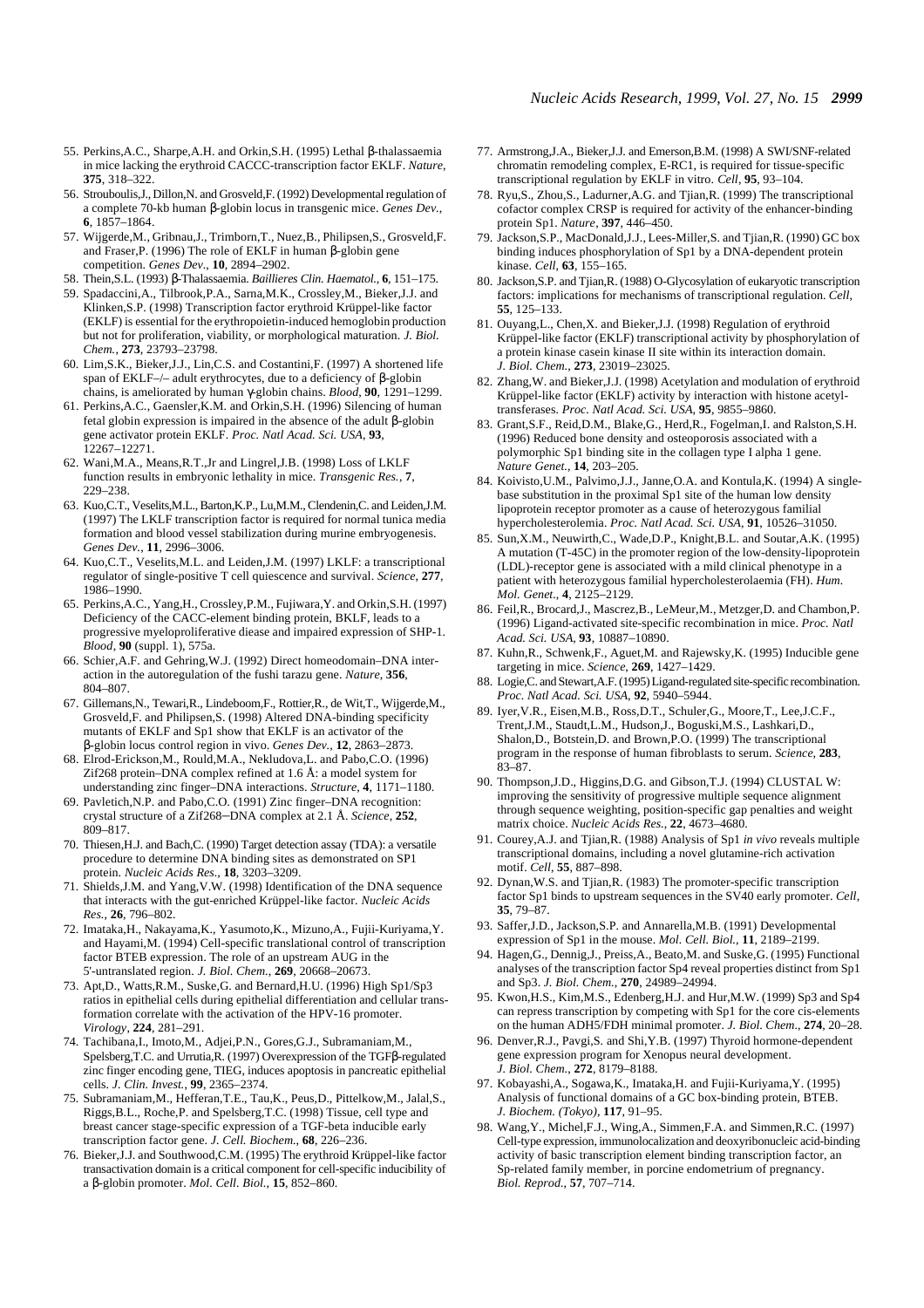55. Perkins,A.C., Sharpe,A.H. and Orkin,S.H. (1995) Lethal β-thalassaemia in mice lacking the erythroid CACCC-transcription factor EKLF. *Nature*, **375**, 318–322.
56. Strouboulis,J., Dillon,N. and Grosveld,F. (1992) Developmental regulation of a complete 70-kb human β-globin locus in transgenic mice. *Genes Dev.*, **6**, 1857–1864.
57. Wijgerde,M., Gribnau,J., Trimborn,T., Nuez,B., Philipsen,S., Grosveld,F. and Fraser,P. (1996) The role of EKLF in human β-globin gene competition. *Genes Dev.*, **10**, 2894–2902.
58. Thein,S.L. (1993) β-Thalassaemia. *Baillieres Clin. Haematol.*, **6**, 151–175.
59. Spadaccini,A., Tilbrook,P.A., Sarna,M.K., Crossley,M., Bieker,J.J. and Klinken,S.P. (1998) Transcription factor erythroid Krüppel-like factor (EKLF) is essential for the erythropoietin-induced hemoglobin production but not for proliferation, viability, or morphological maturation. *J. Biol. Chem.*, **273**, 23793–23798.
60. Lim,S.K., Bieker,J.J., Lin,C.S. and Costantini,F. (1997) A shortened life span of EKLF–/– adult erythrocytes, due to a deficiency of β-globin chains, is ameliorated by human γ-globin chains. *Blood*, **90**, 1291–1299.
61. Perkins,A.C., Gaensler,K.M. and Orkin,S.H. (1996) Silencing of human fetal globin expression is impaired in the absence of the adult β-globin gene activator protein EKLF. *Proc. Natl Acad. Sci. USA*, **93**, 12267–12271.
62. Wani,M.A., Means,R.T.,Jr and Lingrel,J.B. (1998) Loss of LKLF function results in embryonic lethality in mice. *Transgenic Res.*, **7**, 229–238.
63. Kuo,C.T., Veselits,M.L., Barton,K.P., Lu,M.M., Clendenin,C. and Leiden,J.M. (1997) The LKLF transcription factor is required for normal tunica media formation and blood vessel stabilization during murine embryogenesis. *Genes Dev.*, **11**, 2996–3006.
64. Kuo,C.T., Veselits,M.L. and Leiden,J.M. (1997) LKLF: a transcriptional regulator of single-positive T cell quiescence and survival. *Science*, **277**, 1986–1990.
65. Perkins,A.C., Yang,H., Crossley,P.M., Fujiwara,Y. and Orkin,S.H. (1997) Deficiency of the CACC-element binding protein, BKLF, leads to a progressive myeloproliferative diease and impaired expression of SHP-1. *Blood*, **90** (suppl. 1), 575a.
66. Schier,A.F. and Gehring,W.J. (1992) Direct homeodomain–DNA interaction in the autoregulation of the fushi tarazu gene. *Nature*, **356**, 804–807.
67. Gillemans,N., Tewari,R., Lindeboom,F., Rottier,R., de Wit,T., Wijgerde,M., Grosveld,F. and Philipsen,S. (1998) Altered DNA-binding specificity mutants of EKLF and Sp1 show that EKLF is an activator of the β-globin locus control region in vivo. *Genes Dev.*, **12**, 2863–2873.
68. Elrod-Erickson,M., Rould,M.A., Nekludova,L. and Pabo,C.O. (1996) Zif268 protein–DNA complex refined at 1.6 Å: a model system for understanding zinc finger–DNA interactions. *Structure*, **4**, 1171–1180.
69. Pavletich,N.P. and Pabo,C.O. (1991) Zinc finger–DNA recognition: crystal structure of a Zif268–DNA complex at 2.1 Å. *Science*, **252**, 809–817.
70. Thiesen,H.J. and Bach,C. (1990) Target detection assay (TDA): a versatile procedure to determine DNA binding sites as demonstrated on SP1 protein. *Nucleic Acids Res.*, **18**, 3203–3209.
71. Shields,J.M. and Yang,V.W. (1998) Identification of the DNA sequence that interacts with the gut-enriched Krüppel-like factor. *Nucleic Acids Res.*, **26**, 796–802.
72. Imataka,H., Nakayama,K., Yasumoto,K., Mizuno,A., Fujii-Kuriyama,Y. and Hayami,M. (1994) Cell-specific translational control of transcription factor BTEB expression. The role of an upstream AUG in the 5′-untranslated region. *J. Biol. Chem.*, **269**, 20668–20673.
73. Apt,D., Watts,R.M., Suske,G. and Bernard,H.U. (1996) High Sp1/Sp3 ratios in epithelial cells during epithelial differentiation and cellular transformation correlate with the activation of the HPV-16 promoter. *Virology*, **224**, 281–291.
74. Tachibana,I., Imoto,M., Adjei,P.N., Gores,G.J., Subramaniam,M., Spelsberg,T.C. and Urrutia,R. (1997) Overexpression of the TGFβ-regulated zinc finger encoding gene, TIEG, induces apoptosis in pancreatic epithelial cells. *J. Clin. Invest.*, **99**, 2365–2374.
75. Subramaniam,M., Hefferan,T.E., Tau,K., Peus,D., Pittelkow,M., Jalal,S., Riggs,B.L., Roche,P. and Spelsberg,T.C. (1998) Tissue, cell type and breast cancer stage-specific expression of a TGF-beta inducible early transcription factor gene. *J. Cell. Biochem.*, **68**, 226–236.
76. Bieker,J.J. and Southwood,C.M. (1995) The erythroid Krüppel-like factor transactivation domain is a critical component for cell-specific inducibility of a β-globin promoter. *Mol. Cell. Biol.*, **15**, 852–860.
77. Armstrong,J.A., Bieker,J.J. and Emerson,B.M. (1998) A SWI/SNF-related chromatin remodeling complex, E-RC1, is required for tissue-specific transcriptional regulation by EKLF in vitro. *Cell*, **95**, 93–104.
78. Ryu,S., Zhou,S., Ladurner,A.G. and Tjian,R. (1999) The transcriptional cofactor complex CRSP is required for activity of the enhancer-binding protein Sp1. *Nature*, **397**, 446–450.
79. Jackson,S.P., MacDonald,J.J., Lees-Miller,S. and Tjian,R. (1990) GC box binding induces phosphorylation of Sp1 by a DNA-dependent protein kinase. *Cell*, **63**, 155–165.
80. Jackson,S.P. and Tjian,R. (1988) O-Glycosylation of eukaryotic transcription factors: implications for mechanisms of transcriptional regulation. *Cell*, **55**, 125–133.
81. Ouyang,L., Chen,X. and Bieker,J.J. (1998) Regulation of erythroid Krüppel-like factor (EKLF) transcriptional activity by phosphorylation of a protein kinase casein kinase II site within its interaction domain. *J. Biol. Chem.*, **273**, 23019–23025.
82. Zhang,W. and Bieker,J.J. (1998) Acetylation and modulation of erythroid Krüppel-like factor (EKLF) activity by interaction with histone acetyltransferases. *Proc. Natl Acad. Sci. USA*, **95**, 9855–9860.
83. Grant,S.F., Reid,D.M., Blake,G., Herd,R., Fogelman,I. and Ralston,S.H. (1996) Reduced bone density and osteoporosis associated with a polymorphic Sp1 binding site in the collagen type I alpha 1 gene. *Nature Genet.*, **14**, 203–205.
84. Koivisto,U.M., Palvimo,J.J., Janne,O.A. and Kontula,K. (1994) A single-base substitution in the proximal Sp1 site of the human low density lipoprotein receptor promoter as a cause of heterozygous familial hypercholesterolemia. *Proc. Natl Acad. Sci. USA*, **91**, 10526–10530.
85. Sun,X.M., Neuwirth,C., Wade,D.P., Knight,B.L. and Soutar,A.K. (1995) A mutation (T-45C) in the promoter region of the low-density-lipoprotein (LDL)-receptor gene is associated with a mild clinical phenotype in a patient with heterozygous familial hypercholesterolaemia (FH). *Hum. Mol. Genet.*, **4**, 2125–2129.
86. Feil,R., Brocard,J., Mascrez,B., LeMeur,M., Metzger,D. and Chambon,P. (1996) Ligand-activated site-specific recombination in mice. *Proc. Natl Acad. Sci. USA*, **22**, 10887–10890.
87. Kuhn,R., Schwenk,F., Aguet,M. and Rajewsky,K. (1995) Inducible gene targeting in mice. *Science*, **269**, 1427–1429.
88. Logie,C. and Stewart,A.F. (1995) Ligand-regulated site-specific recombination. *Proc. Natl Acad. Sci. USA*, **92**, 5940–5944.
89. Iyer,V.R., Eisen,M.B., Ross,D.T., Schuler,G., Moore,T., Lee,J.C.F., Trent,J.M., Staudt,L.M., Hudson,J., Boguski,M.S., Lashkari,D., Shalon,D., Botstein,D. and Brown,P.O. (1999) The transcriptional program in the response of human fibroblasts to serum. *Science*, **283**, 83–87.
90. Thompson,J.D., Higgins,D.G. and Gibson,T.J. (1994) CLUSTAL W: improving the sensitivity of progressive multiple sequence alignment through sequence weighting, position-specific gap penalties and weight matrix choice. *Nucleic Acids Res.*, **22**, 4673–4680.
91. Courey,A.J. and Tjian,R. (1988) Analysis of Sp1 *in vivo* reveals multiple transcriptional domains, including a novel glutamine-rich activation motif. *Cell*, **55**, 887–898.
92. Dynan,W.S. and Tjian,R. (1983) The promoter-specific transcription factor Sp1 binds to upstream sequences in the SV40 early promoter. *Cell*, **35**, 79–87.
93. Saffer,J.D., Jackson,S.P. and Annarella,M.B. (1991) Developmental expression of Sp1 in the mouse. *Mol. Cell. Biol.*, **11**, 2189–2199.
94. Hagen,G., Dennig,J., Preiss,A., Beato,M. and Suske,G. (1995) Functional analyses of the transcription factor Sp4 reveal properties distinct from Sp1 and Sp3. *J. Biol. Chem.*, **270**, 24989–24994.
95. Kwon,H.S., Kim,M.S., Edenberg,H.J. and Hur,M.W. (1999) Sp3 and Sp4 can repress transcription by competing with Sp1 for the core cis-elements on the human ADH5/FDH minimal promoter. *J. Biol. Chem.*, **274**, 20–28.
96. Denver,R.J., Pavgi,S. and Shi,Y.B. (1997) Thyroid hormone-dependent gene expression program for Xenopus neural development. *J. Biol. Chem.*, **272**, 8179–8188.
97. Kobayashi,A., Sogawa,K., Imataka,H. and Fujii-Kuriyama,Y. (1995) Analysis of functional domains of a GC box-binding protein, BTEB. *J. Biochem. (Tokyo)*, **117**, 91–95.
98. Wang,Y., Michel,F.J., Wing,A., Simmen,F.A. and Simmen,R.C. (1997) Cell-type expression, immunolocalization and deoxyribonucleic acid-binding activity of basic transcription element binding transcription factor, an Sp-related family member, in porcine endometrium of pregnancy. *Biol. Reprod.*, **57**, 707–714.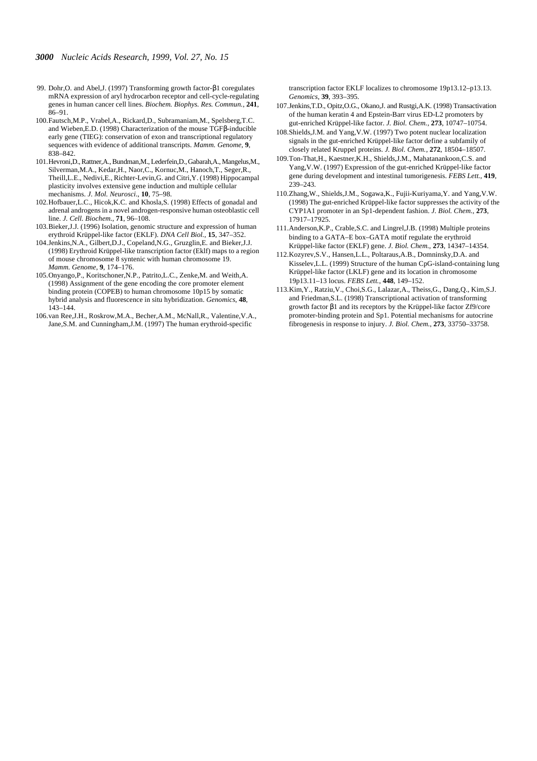99. Dohr,O. and Abel,J. (1997) Transforming growth factor-β1 coregulates mRNA expression of aryl hydrocarbon receptor and cell-cycle-regulating genes in human cancer cell lines. *Biochem. Biophys. Res. Commun.*, **241**, 86–91.
100. Fautsch,M.P., Vrabel,A., Rickard,D., Subramaniam,M., Spelsberg,T.C. and Wieben,E.D. (1998) Characterization of the mouse TGFβ-inducible early gene (TIEG): conservation of exon and transcriptional regulatory sequences with evidence of additional transcripts. *Mamm. Genome*, **9**, 838–842.
101. Hevroni,D., Rattner,A., Bundman,M., Lederfein,D., Gabarah,A., Mangelus,M., Silverman,M.A., Kedar,H., Naor,C., Kornuc,M., Hanoch,T., Seger,R., Theill,L.E., Nedivi,E., Richter-Levin,G. and Citri,Y. (1998) Hippocampal plasticity involves extensive gene induction and multiple cellular mechanisms. *J. Mol. Neurosci.*, **10**, 75–98.
102. Hofbauer,L.C., Hicok,K.C. and Khosla,S. (1998) Effects of gonadal and adrenal androgens in a novel androgen-responsive human osteoblastic cell line. *J. Cell. Biochem.*, **71**, 96–108.
103. Bieker,J.J. (1996) Isolation, genomic structure and expression of human erythroid Krüppel-like factor (EKLF). *DNA Cell Biol.*, **15**, 347–352.
104. Jenkins,N.A., Gilbert,D.J., Copeland,N.G., Gruzglin,E. and Bieker,J.J. (1998) Erythroid Krüppel-like transcription factor (Eklf) maps to a region of mouse chromosome 8 syntenic with human chromosome 19. *Mamm. Genome*, **9**, 174–176.
105. Onyango,P., Koritschoner,N.P., Patrito,L.C., Zenke,M. and Weith,A. (1998) Assignment of the gene encoding the core promoter element binding protein (COPEB) to human chromosome 10p15 by somatic hybrid analysis and fluorescence in situ hybridization. *Genomics*, **48**, 143–144.
106. van Ree,J.H., Roskrow,M.A., Becher,A.M., McNall,R., Valentine,V.A., Jane,S.M. and Cunningham,J.M. (1997) The human erythroid-specific transcription factor EKLF localizes to chromosome 19p13.12–p13.13. *Genomics*, **39**, 393–395.
107. Jenkins,T.D., Opitz,O.G., Okano,J. and Rustgi,A.K. (1998) Transactivation of the human keratin 4 and Epstein-Barr virus ED-L2 promoters by gut-enriched Krüppel-like factor. *J. Biol. Chem.*, **273**, 10747–10754.
108. Shields,J.M. and Yang,V.W. (1997) Two potent nuclear localization signals in the gut-enriched Krüppel-like factor define a subfamily of closely related Kruppel proteins. *J. Biol. Chem.*, **272**, 18504–18507.
109. Ton-That,H., Kaestner,K.H., Shields,J.M., Mahatanankoon,C.S. and Yang,V.W. (1997) Expression of the gut-enriched Krüppel-like factor gene during development and intestinal tumorigenesis. *FEBS Lett.*, **419**, 239–243.
110. Zhang,W., Shields,J.M., Sogawa,K., Fujii-Kuriyama,Y. and Yang,V.W. (1998) The gut-enriched Krüppel-like factor suppresses the activity of the CYP1A1 promoter in an Sp1-dependent fashion. *J. Biol. Chem.*, **273**, 17917–17925.
111. Anderson,K.P., Crable,S.C. and Lingrel,J.B. (1998) Multiple proteins binding to a GATA–E box–GATA motif regulate the erythroid Krüppel-like factor (EKLF) gene. *J. Biol. Chem.*, **273**, 14347–14354.
112. Kozyrev,S.V., Hansen,L.L., Poltaraus,A.B., Domninsky,D.A. and Kisselev,L.L. (1999) Structure of the human CpG-island-containing lung Krüppel-like factor (LKLF) gene and its location in chromosome 19p13.11–13 locus. *FEBS Lett.*, **448**, 149–152.
113. Kim,Y., Ratziu,V., Choi,S.G., Lalazar,A., Theiss,G., Dang,Q., Kim,S.J. and Friedman,S.L. (1998) Transcriptional activation of transforming growth factor β1 and its receptors by the Krüppel-like factor Zf9/core promoter-binding protein and Sp1. Potential mechanisms for autocrine fibrogenesis in response to injury. *J. Biol. Chem.*, **273**, 33750–33758.